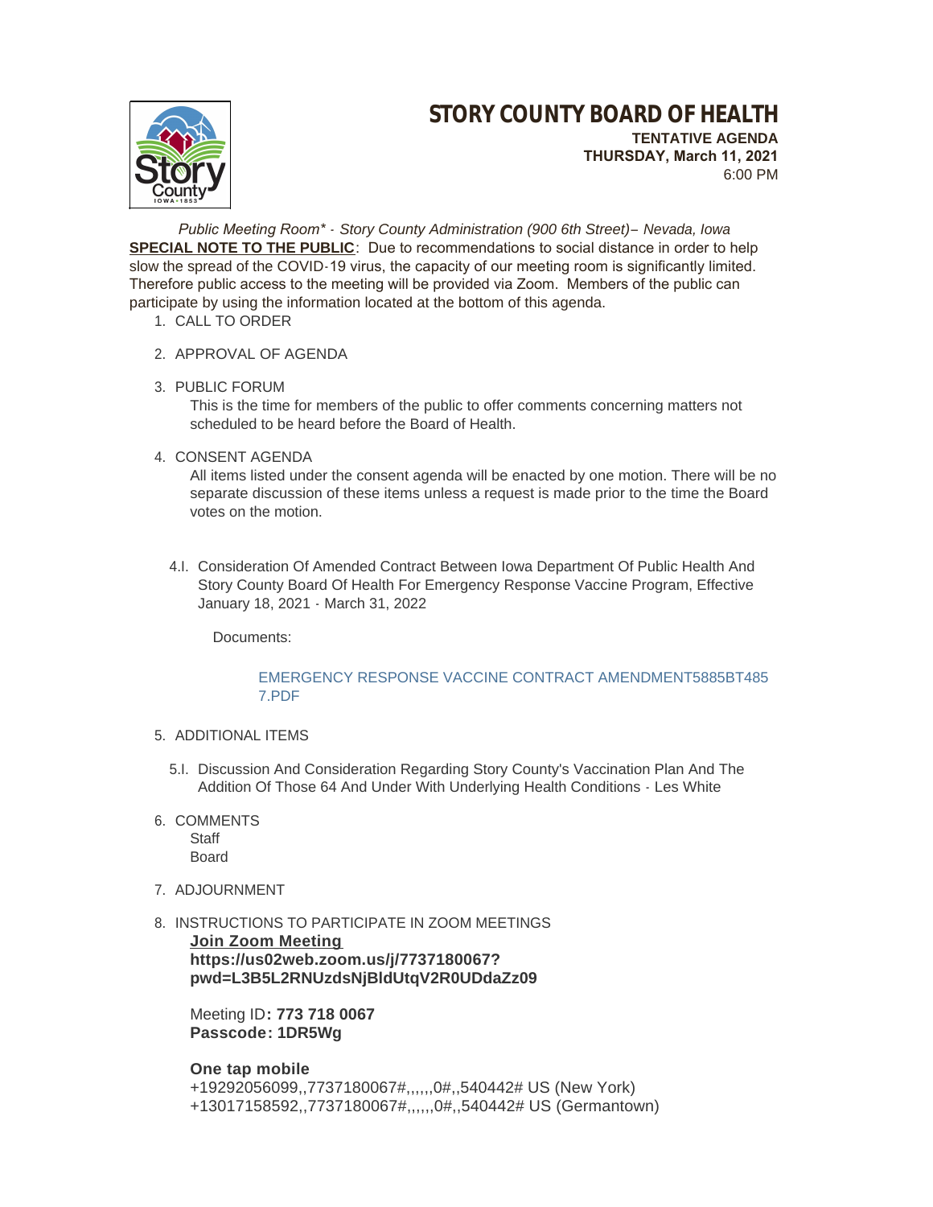# STORY COUNTY BOARD OF HEALTH

**TENTATIVE AGENDA**
**THURSDAY, March 11, 2021**
6:00 PM

*Public Meeting Room\* - Story County Administration (900 6th Street)– Nevada, Iowa*

**SPECIAL NOTE TO THE PUBLIC**: Due to recommendations to social distance in order to help slow the spread of the COVID-19 virus, the capacity of our meeting room is significantly limited. Therefore public access to the meeting will be provided via Zoom. Members of the public can participate by using the information located at the bottom of this agenda.

1. CALL TO ORDER

2. APPROVAL OF AGENDA

3. PUBLIC FORUM

   This is the time for members of the public to offer comments concerning matters not scheduled to be heard before the Board of Health.

4. CONSENT AGENDA

   All items listed under the consent agenda will be enacted by one motion. There will be no separate discussion of these items unless a request is made prior to the time the Board votes on the motion.

   4.I. Consideration Of Amended Contract Between Iowa Department Of Public Health And Story County Board Of Health For Emergency Response Vaccine Program, Effective January 18, 2021 - March 31, 2022

   Documents:

   EMERGENCY RESPONSE VACCINE CONTRACT AMENDMENT5885BT4857.PDF

5. ADDITIONAL ITEMS

   5.I. Discussion And Consideration Regarding Story County's Vaccination Plan And The Addition Of Those 64 And Under With Underlying Health Conditions - Les White

6. COMMENTS

   Staff
   Board

7. ADJOURNMENT

8. INSTRUCTIONS TO PARTICIPATE IN ZOOM MEETINGS

   **Join Zoom Meeting**
   **https://us02web.zoom.us/j/7737180067?pwd=L3B5L2RNUzdsNjBldUtqV2R0UDdaZz09**

   Meeting ID**: 773 718 0067**
   **Passcode: 1DR5Wg**

   **One tap mobile**
   +19292056099,,7737180067#,,,,,,0#,,540442# US (New York)
   +13017158592,,7737180067#,,,,,,0#,,540442# US (Germantown)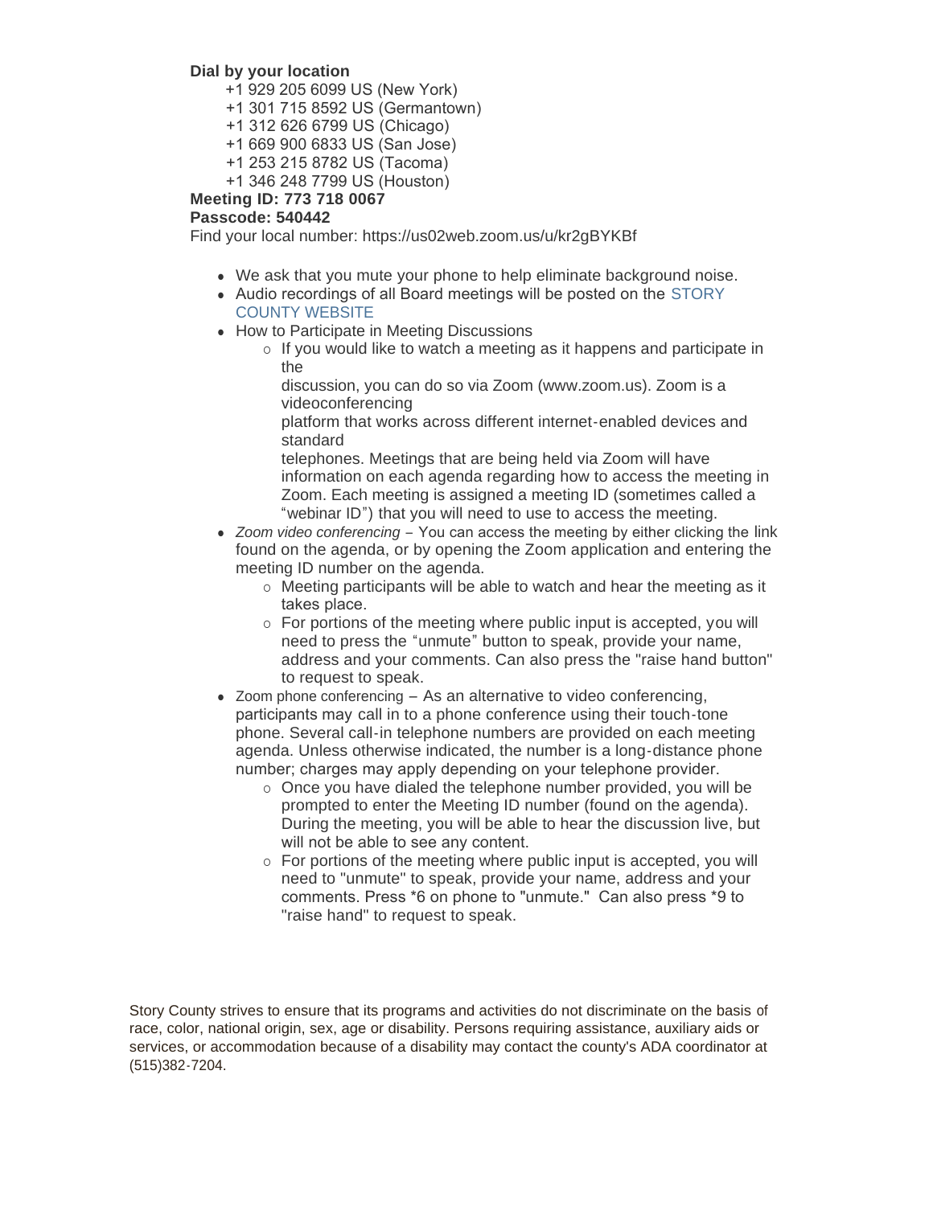**Dial by your location**

+1 929 205 6099 US (New York)
+1 301 715 8592 US (Germantown)
+1 312 626 6799 US (Chicago)
+1 669 900 6833 US (San Jose)
+1 253 215 8782 US (Tacoma)
+1 346 248 7799 US (Houston)

**Meeting ID: 773 718 0067**
**Passcode: 540442**
Find your local number: https://us02web.zoom.us/u/kr2gBYKBf

- We ask that you mute your phone to help eliminate background noise.
- Audio recordings of all Board meetings will be posted on the STORY COUNTY WEBSITE
- How to Participate in Meeting Discussions
  - If you would like to watch a meeting as it happens and participate in the discussion, you can do so via Zoom (www.zoom.us). Zoom is a videoconferencing platform that works across different internet-enabled devices and standard telephones. Meetings that are being held via Zoom will have information on each agenda regarding how to access the meeting in Zoom. Each meeting is assigned a meeting ID (sometimes called a "webinar ID") that you will need to use to access the meeting.
- *Zoom video conferencing* – You can access the meeting by either clicking the link found on the agenda, or by opening the Zoom application and entering the meeting ID number on the agenda.
  - Meeting participants will be able to watch and hear the meeting as it takes place.
  - For portions of the meeting where public input is accepted, you will need to press the "unmute" button to speak, provide your name, address and your comments. Can also press the "raise hand button" to request to speak.
- Zoom phone conferencing – As an alternative to video conferencing, participants may call in to a phone conference using their touch-tone phone. Several call-in telephone numbers are provided on each meeting agenda. Unless otherwise indicated, the number is a long-distance phone number; charges may apply depending on your telephone provider.
  - Once you have dialed the telephone number provided, you will be prompted to enter the Meeting ID number (found on the agenda). During the meeting, you will be able to hear the discussion live, but will not be able to see any content.
  - For portions of the meeting where public input is accepted, you will need to "unmute" to speak, provide your name, address and your comments. Press *6 on phone to "unmute." Can also press *9 to "raise hand" to request to speak.

Story County strives to ensure that its programs and activities do not discriminate on the basis of race, color, national origin, sex, age or disability. Persons requiring assistance, auxiliary aids or services, or accommodation because of a disability may contact the county's ADA coordinator at (515)382-7204.